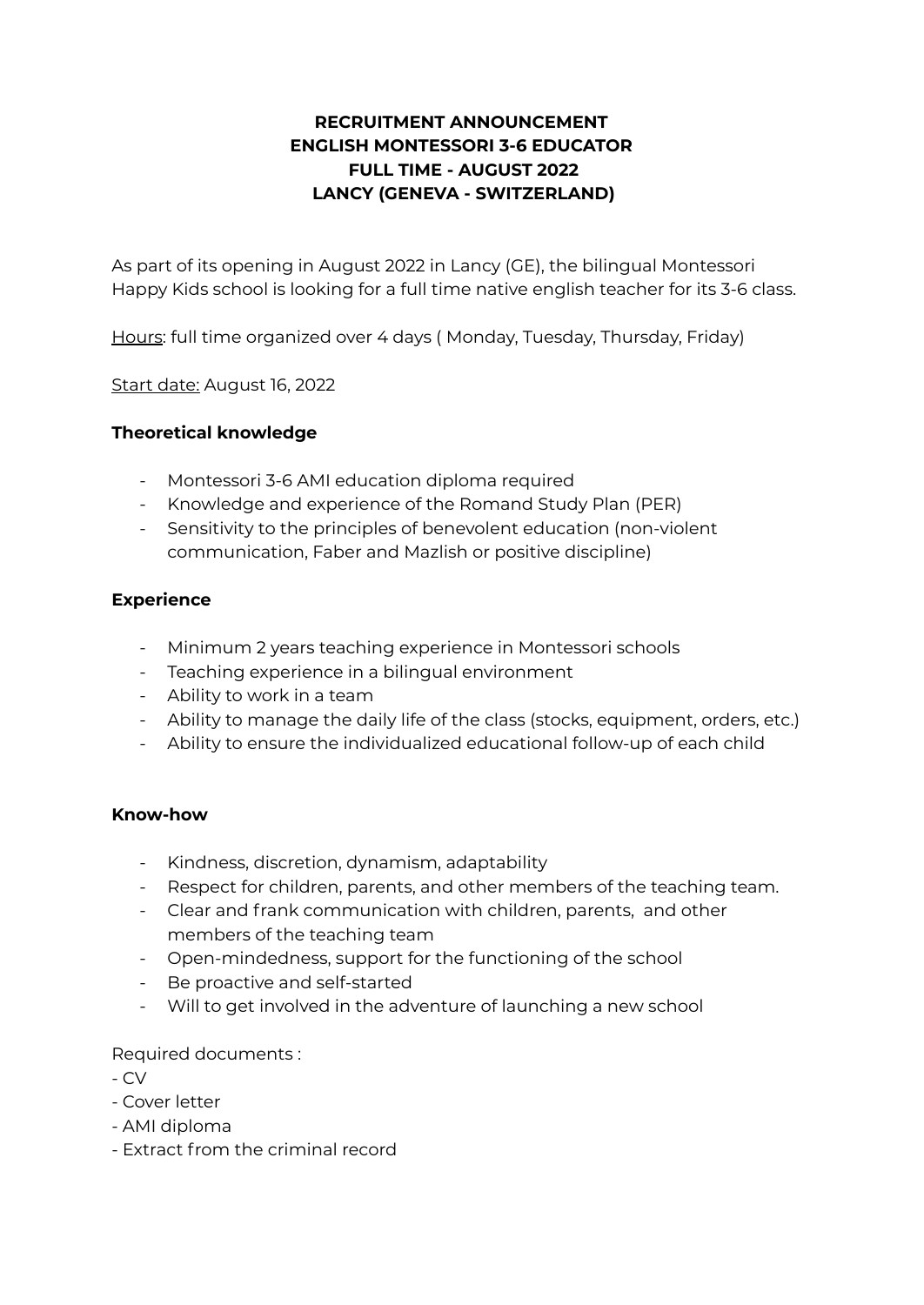# RECRUITMENT ANNOUNCEMENT
# ENGLISH MONTESSORI 3-6 EDUCATOR
# FULL TIME - AUGUST 2022
# LANCY (GENEVA - SWITZERLAND)

As part of its opening in August 2022 in Lancy (GE), the bilingual Montessori Happy Kids school is looking for a full time native english teacher for its 3-6 class.

Hours: full time organized over 4 days ( Monday, Tuesday, Thursday, Friday)

Start date: August 16, 2022

**Theoretical knowledge**

- Montessori 3-6 AMI education diploma required
- Knowledge and experience of the Romand Study Plan (PER)
- Sensitivity to the principles of benevolent education (non-violent communication, Faber and Mazlish or positive discipline)

**Experience**

- Minimum 2 years teaching experience in Montessori schools
- Teaching experience in a bilingual environment
- Ability to work in a team
- Ability to manage the daily life of the class (stocks, equipment, orders, etc.)
- Ability to ensure the individualized educational follow-up of each child

**Know-how**

- Kindness, discretion, dynamism, adaptability
- Respect for children, parents, and other members of the teaching team.
- Clear and frank communication with children, parents, and other members of the teaching team
- Open-mindedness, support for the functioning of the school
- Be proactive and self-started
- Will to get involved in the adventure of launching a new school

Required documents :

- CV
- Cover letter
- AMI diploma
- Extract from the criminal record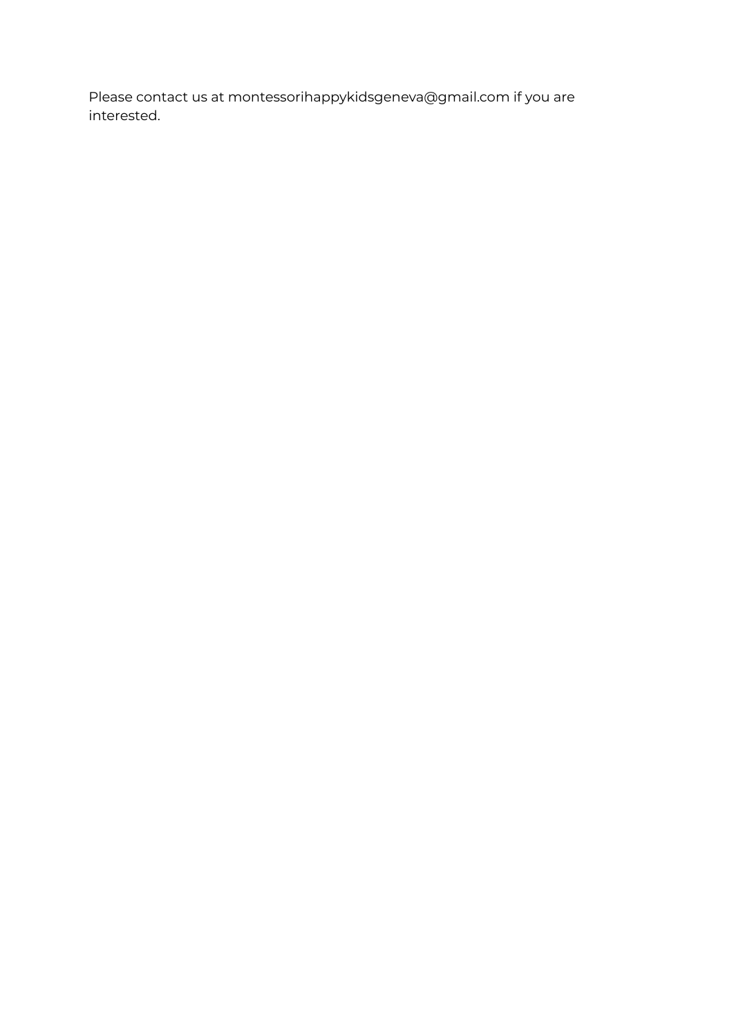Please contact us at montessorihappykidsgeneva@gmail.com if you are interested.